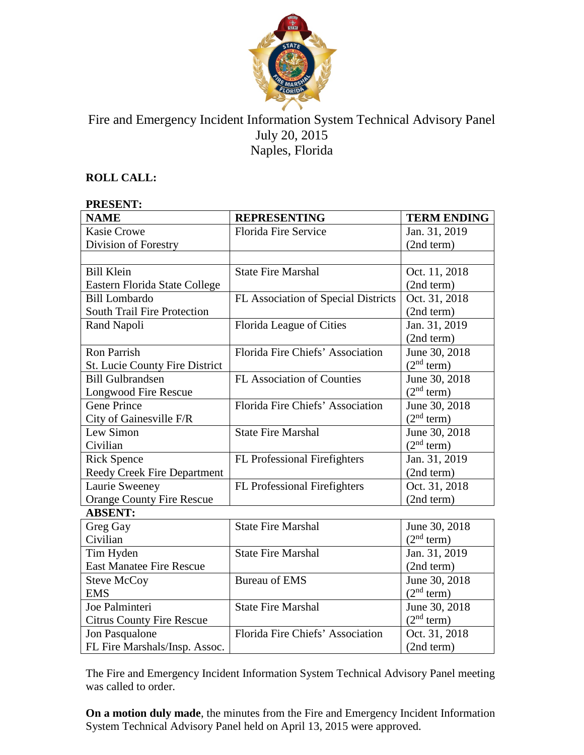# Fire and Emergency Incident Information System Technical Advisory Panel

July 20, 2015
Naples, Florida

**ROLL CALL:**

**PRESENT:**

| NAME | REPRESENTING | TERM ENDING |
|---|---|---|
| Kasie Crowe<br>Division of Forestry | Florida Fire Service | Jan. 31, 2019<br>(2nd term) |
| | | |
| Bill Klein<br>Eastern Florida State College | State Fire Marshal | Oct. 11, 2018<br>(2nd term) |
| Bill Lombardo<br>South Trail Fire Protection | FL Association of Special Districts | Oct. 31, 2018<br>(2nd term) |
| Rand Napoli | Florida League of Cities | Jan. 31, 2019<br>(2nd term) |
| Ron Parrish<br>St. Lucie County Fire District | Florida Fire Chiefs' Association | June 30, 2018<br>(2nd term) |
| Bill Gulbrandsen<br>Longwood Fire Rescue | FL Association of Counties | June 30, 2018<br>(2nd term) |
| Gene Prince<br>City of Gainesville F/R | Florida Fire Chiefs' Association | June 30, 2018<br>(2nd term) |
| Lew Simon<br>Civilian | State Fire Marshal | June 30, 2018<br>(2nd term) |
| Rick Spence<br>Reedy Creek Fire Department | FL Professional Firefighters | Jan. 31, 2019<br>(2nd term) |
| Laurie Sweeney<br>Orange County Fire Rescue | FL Professional Firefighters | Oct. 31, 2018<br>(2nd term) |

**ABSENT:**

| NAME | REPRESENTING | TERM ENDING |
|---|---|---|
| Greg Gay<br>Civilian | State Fire Marshal | June 30, 2018<br>(2nd term) |
| Tim Hyden<br>East Manatee Fire Rescue | State Fire Marshal | Jan. 31, 2019<br>(2nd term) |
| Steve McCoy<br>EMS | Bureau of EMS | June 30, 2018<br>(2nd term) |
| Joe Palminteri<br>Citrus County Fire Rescue | State Fire Marshal | June 30, 2018<br>(2nd term) |
| Jon Pasqualone<br>FL Fire Marshals/Insp. Assoc. | Florida Fire Chiefs' Association | Oct. 31, 2018<br>(2nd term) |

The Fire and Emergency Incident Information System Technical Advisory Panel meeting was called to order.

**On a motion duly made**, the minutes from the Fire and Emergency Incident Information System Technical Advisory Panel held on April 13, 2015 were approved.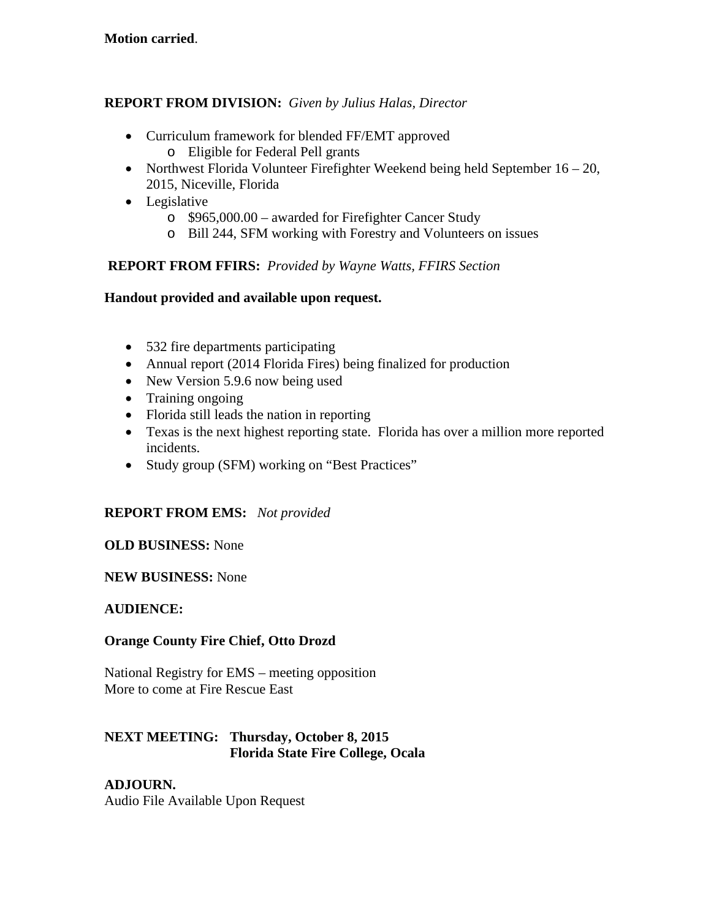**Motion carried**.

**REPORT FROM DIVISION:** *Given by Julius Halas, Director*

- Curriculum framework for blended FF/EMT approved
  - Eligible for Federal Pell grants
- Northwest Florida Volunteer Firefighter Weekend being held September 16 – 20, 2015, Niceville, Florida
- Legislative
  - $965,000.00 – awarded for Firefighter Cancer Study
  - Bill 244, SFM working with Forestry and Volunteers on issues

**REPORT FROM FFIRS:** *Provided by Wayne Watts, FFIRS Section*

**Handout provided and available upon request.**

- 532 fire departments participating
- Annual report (2014 Florida Fires) being finalized for production
- New Version 5.9.6 now being used
- Training ongoing
- Florida still leads the nation in reporting
- Texas is the next highest reporting state. Florida has over a million more reported incidents.
- Study group (SFM) working on "Best Practices"

**REPORT FROM EMS:** *Not provided*

**OLD BUSINESS:** None

**NEW BUSINESS:** None

**AUDIENCE:**

**Orange County Fire Chief, Otto Drozd**

National Registry for EMS – meeting opposition
More to come at Fire Rescue East

**NEXT MEETING: Thursday, October 8, 2015**
**Florida State Fire College, Ocala**

**ADJOURN.**
Audio File Available Upon Request